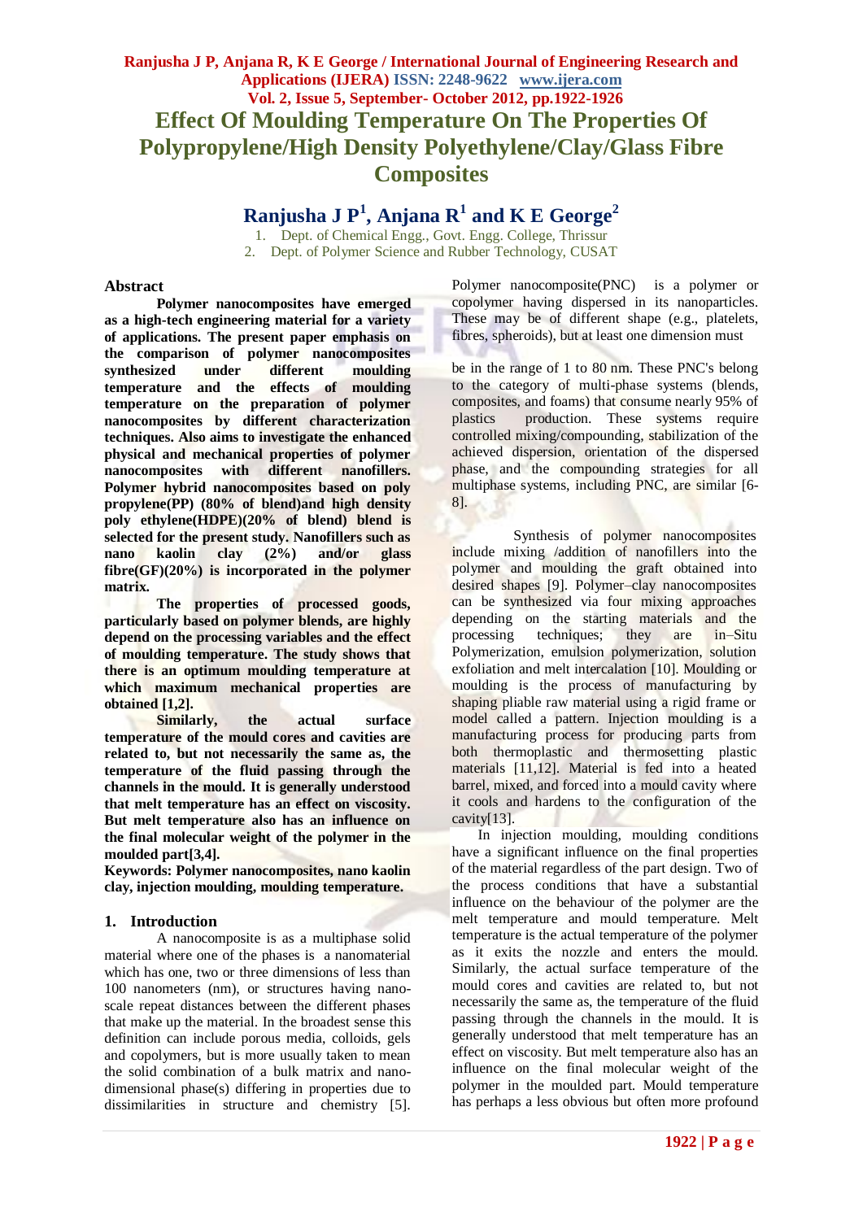# Effect Of Moulding Temperature On The Properties Of Polypropylene/High Density Polyethylene/Clay/Glass Fibre Composites

**Ranjusha J P[1], Anjana R[1] and K E George[2]**

1. Dept. of Chemical Engg., Govt. Engg. College, Thrissur
2. Dept. of Polymer Science and Rubber Technology, CUSAT

## Abstract

**Polymer nanocomposites have emerged as a high-tech engineering material for a variety of applications. The present paper emphasis on the comparison of polymer nanocomposites synthesized under different moulding temperature and the effects of moulding temperature on the preparation of polymer nanocomposites by different characterization techniques. Also aims to investigate the enhanced physical and mechanical properties of polymer nanocomposites with different nanofillers. Polymer hybrid nanocomposites based on poly propylene(PP) (80% of blend)and high density poly ethylene(HDPE)(20% of blend) blend is selected for the present study. Nanofillers such as nano kaolin clay (2%) and/or glass fibre(GF)(20%) is incorporated in the polymer matrix.**

**The properties of processed goods, particularly based on polymer blends, are highly depend on the processing variables and the effect of moulding temperature. The study shows that there is an optimum moulding temperature at which maximum mechanical properties are obtained [1,2].**

**Similarly, the actual surface temperature of the mould cores and cavities are related to, but not necessarily the same as, the temperature of the fluid passing through the channels in the mould. It is generally understood that melt temperature has an effect on viscosity. But melt temperature also has an influence on the final molecular weight of the polymer in the moulded part[3,4].**

**Keywords: Polymer nanocomposites, nano kaolin clay, injection moulding, moulding temperature.**

## 1. Introduction

A nanocomposite is as a multiphase solid material where one of the phases is a nanomaterial which has one, two or three dimensions of less than 100 nanometers (nm), or structures having nano-scale repeat distances between the different phases that make up the material. In the broadest sense this definition can include porous media, colloids, gels and copolymers, but is more usually taken to mean the solid combination of a bulk matrix and nano-dimensional phase(s) differing in properties due to dissimilarities in structure and chemistry [5]. Polymer nanocomposite(PNC) is a polymer or copolymer having dispersed in its nanoparticles. These may be of different shape (e.g., platelets, fibres, spheroids), but at least one dimension must be in the range of 1 to 80 nm. These PNC's belong to the category of multi-phase systems (blends, composites, and foams) that consume nearly 95% of plastics production. These systems require controlled mixing/compounding, stabilization of the achieved dispersion, orientation of the dispersed phase, and the compounding strategies for all multiphase systems, including PNC, are similar [6-8].

Synthesis of polymer nanocomposites include mixing /addition of nanofillers into the polymer and moulding the graft obtained into desired shapes [9]. Polymer–clay nanocomposites can be synthesized via four mixing approaches depending on the starting materials and the processing techniques; they are in–Situ Polymerization, emulsion polymerization, solution exfoliation and melt intercalation [10]. Moulding or moulding is the process of manufacturing by shaping pliable raw material using a rigid frame or model called a pattern. Injection moulding is a manufacturing process for producing parts from both thermoplastic and thermosetting plastic materials [11,12]. Material is fed into a heated barrel, mixed, and forced into a mould cavity where it cools and hardens to the configuration of the cavity[13].

In injection moulding, moulding conditions have a significant influence on the final properties of the material regardless of the part design. Two of the process conditions that have a substantial influence on the behaviour of the polymer are the melt temperature and mould temperature. Melt temperature is the actual temperature of the polymer as it exits the nozzle and enters the mould. Similarly, the actual surface temperature of the mould cores and cavities are related to, but not necessarily the same as, the temperature of the fluid passing through the channels in the mould. It is generally understood that melt temperature has an effect on viscosity. But melt temperature also has an influence on the final molecular weight of the polymer in the moulded part. Mould temperature has perhaps a less obvious but often more profound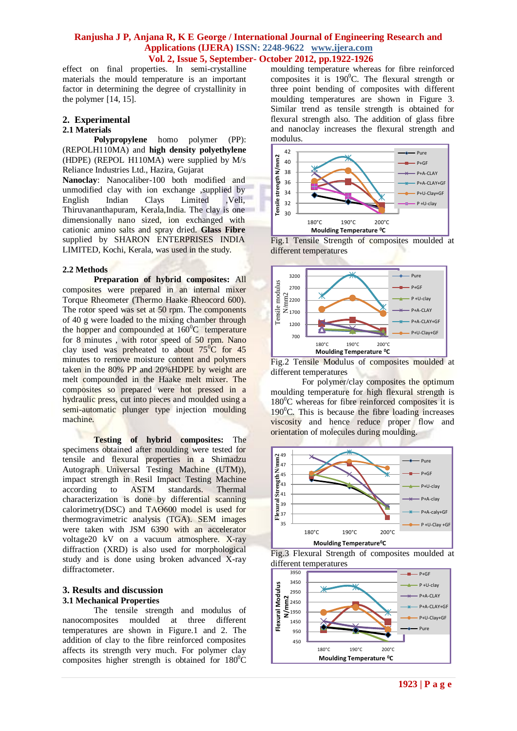effect on final properties. In semi-crystalline materials the mould temperature is an important factor in determining the degree of crystallinity in the polymer [14, 15].

## 2. Experimental

### 2.1 Materials

**Polypropylene** homo polymer (PP): (REPOLH110MA) and **high density polyethylene** (HDPE) (REPOL H110MA) were supplied by M/s Reliance Industries Ltd., Hazira, Gujarat

**Nanoclay**: Nanocaliber-100 both modified and unmodified clay with ion exchange ,supplied by English Indian Clays Limited ,Veli, Thiruvananthapuram, Kerala,India. The clay is one dimensionally nano sized, ion exchanged with cationic amino salts and spray dried. **Glass Fibre** supplied by SHARON ENTERPRISES INDIA LIMITED, Kochi, Kerala, was used in the study.

### 2.2 Methods

**Preparation of hybrid composites:** All composites were prepared in an internal mixer Torque Rheometer (Thermo Haake Rheocord 600). The rotor speed was set at 50 rpm. The components of 40 g were loaded to the mixing chamber through the hopper and compounded at $160^0$C temperature for 8 minutes , with rotor speed of 50 rpm. Nano clay used was preheated to about $75^0$C for 45 minutes to remove moisture content and polymers taken in the 80% PP and 20%HDPE by weight are melt compounded in the Haake melt mixer. The composites so prepared were hot pressed in a hydraulic press, cut into pieces and moulded using a semi-automatic plunger type injection moulding machine.

**Testing of hybrid composites:** The specimens obtained after moulding were tested for tensile and flexural properties in a Shimadzu Autograph Universal Testing Machine (UTM)), impact strength in Resil Impact Testing Machine according to ASTM standards. Thermal characterization is done by differential scanning calorimetry(DSC) and TAΘ600 model is used for thermogravimetric analysis (TGA). SEM images were taken with JSM 6390 with an accelerator voltage20 kV on a vacuum atmosphere. X-ray diffraction (XRD) is also used for morphological study and is done using broken advanced X-ray diffractometer.

## 3. Results and discussion

### 3.1 Mechanical Properties

The tensile strength and modulus of nanocomposites moulded at three different temperatures are shown in Figure.1 and 2. The addition of clay to the fibre reinforced composites affects its strength very much. For polymer clay composites higher strength is obtained for $180^0$C moulding temperature whereas for fibre reinforced composites it is $190^0$C. The flexural strength or three point bending of composites with different moulding temperatures are shown in Figure 3. Similar trend as tensile strength is obtained for flexural strength also. The addition of glass fibre and nanoclay increases the flexural strength and modulus.

Fig.1 Tensile Strength of composites moulded at different temperatures

Fig.2 Tensile Modulus of composites moulded at different temperatures

For polymer/clay composites the optimum moulding temperature for high flexural strength is $180^0$C whereas for fibre reinforced composites it is $190^0$C. This is because the fibre loading increases viscosity and hence reduce proper flow and orientation of molecules during moulding.

Fig.3 Flexural Strength of composites moulded at different temperatures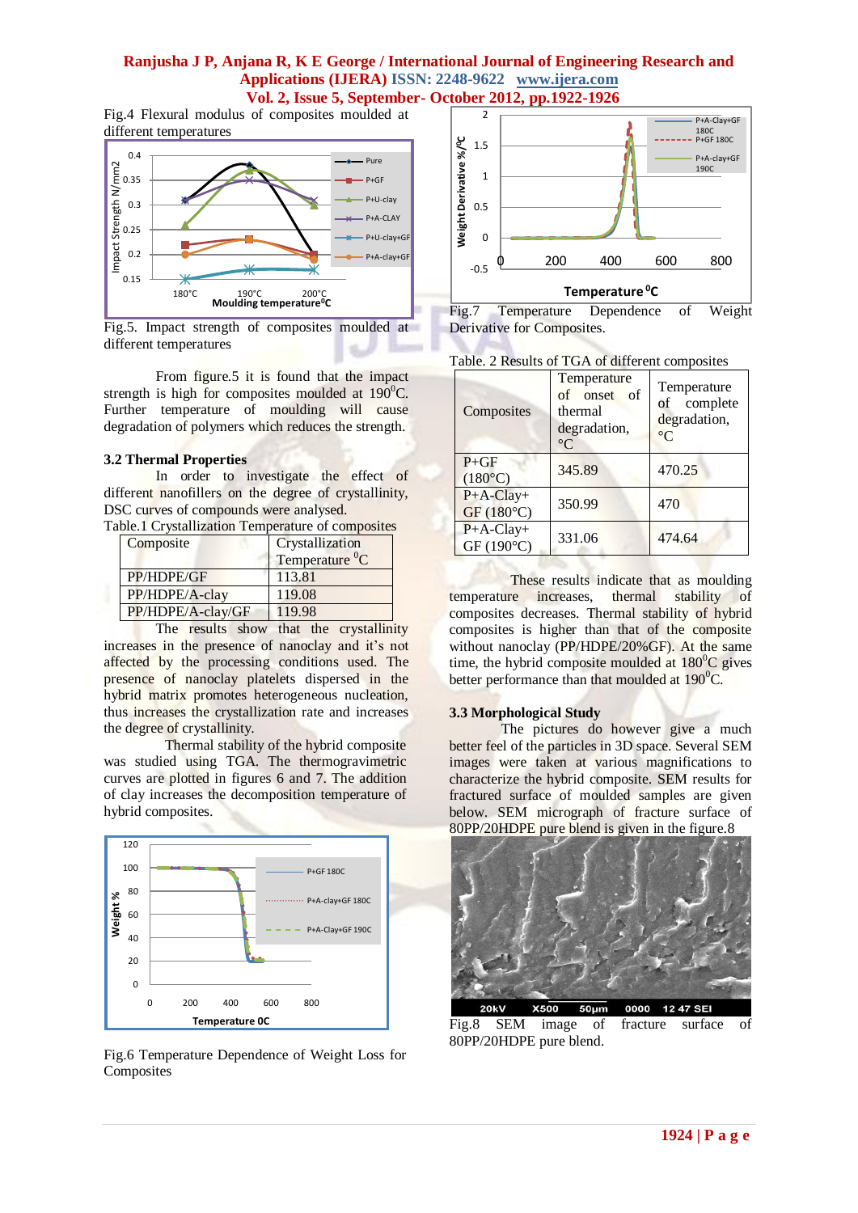Fig.4 Flexural modulus of composites moulded at different temperatures

Fig.5. Impact strength of composites moulded at different temperatures

From figure.5 it is found that the impact strength is high for composites moulded at $190^0$C. Further temperature of moulding will cause degradation of polymers which reduces the strength.

### 3.2 Thermal Properties

In order to investigate the effect of different nanofillers on the degree of crystallinity, DSC curves of compounds were analysed.

Table.1 Crystallization Temperature of composites

| Composite | Crystallization Temperature $^0$C |
|---|---|
| PP/HDPE/GF | 113.81 |
| PP/HDPE/A-clay | 119.08 |
| PP/HDPE/A-clay/GF | 119.98 |

The results show that the crystallinity increases in the presence of nanoclay and it's not affected by the processing conditions used. The presence of nanoclay platelets dispersed in the hybrid matrix promotes heterogeneous nucleation, thus increases the crystallization rate and increases the degree of crystallinity.

Thermal stability of the hybrid composite was studied using TGA. The thermogravimetric curves are plotted in figures 6 and 7. The addition of clay increases the decomposition temperature of hybrid composites.

Fig.6 Temperature Dependence of Weight Loss for Composites

Fig.7 Temperature Dependence of Weight Derivative for Composites.

Table. 2 Results of TGA of different composites

| Composites | Temperature of onset of thermal degradation, °C | Temperature of complete degradation, °C |
|---|---|---|
| P+GF (180°C) | 345.89 | 470.25 |
| P+A-Clay+ GF (180°C) | 350.99 | 470 |
| P+A-Clay+ GF (190°C) | 331.06 | 474.64 |

These results indicate that as moulding temperature increases, thermal stability of composites decreases. Thermal stability of hybrid composites is higher than that of the composite without nanoclay (PP/HDPE/20%GF). At the same time, the hybrid composite moulded at $180^0$C gives better performance than that moulded at $190^0$C.

### 3.3 Morphological Study

The pictures do however give a much better feel of the particles in 3D space. Several SEM images were taken at various magnifications to characterize the hybrid composite. SEM results for fractured surface of moulded samples are given below. SEM micrograph of fracture surface of 80PP/20HDPE pure blend is given in the figure.8

Fig.8 SEM image of fracture surface of 80PP/20HDPE pure blend.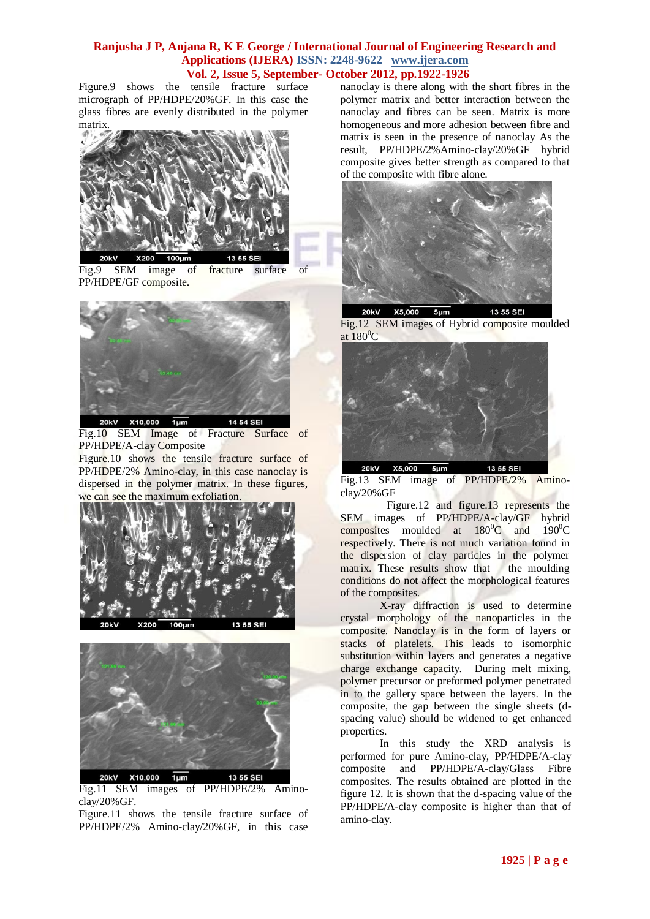Figure.9 shows the tensile fracture surface micrograph of PP/HDPE/20%GF. In this case the glass fibres are evenly distributed in the polymer matrix.

Fig.9 SEM image of fracture surface of PP/HDPE/GF composite.

Fig.10 SEM Image of Fracture Surface of PP/HDPE/A-clay Composite

Figure.10 shows the tensile fracture surface of PP/HDPE/2% Amino-clay, in this case nanoclay is dispersed in the polymer matrix. In these figures, we can see the maximum exfoliation.

Fig.11 SEM images of PP/HDPE/2% Amino-clay/20%GF.

Figure.11 shows the tensile fracture surface of PP/HDPE/2% Amino-clay/20%GF, in this case nanoclay is there along with the short fibres in the polymer matrix and better interaction between the nanoclay and fibres can be seen. Matrix is more homogeneous and more adhesion between fibre and matrix is seen in the presence of nanoclay As the result, PP/HDPE/2%Amino-clay/20%GF hybrid composite gives better strength as compared to that of the composite with fibre alone.

Fig.12 SEM images of Hybrid composite moulded at $180^0$C

Fig.13 SEM image of PP/HDPE/2% Amino-clay/20%GF

Figure.12 and figure.13 represents the SEM images of PP/HDPE/A-clay/GF hybrid composites moulded at $180^0$C and $190^0$C respectively. There is not much variation found in the dispersion of clay particles in the polymer matrix. These results show that the moulding conditions do not affect the morphological features of the composites.

X-ray diffraction is used to determine crystal morphology of the nanoparticles in the composite. Nanoclay is in the form of layers or stacks of platelets. This leads to isomorphic substitution within layers and generates a negative charge exchange capacity. During melt mixing, polymer precursor or preformed polymer penetrated in to the gallery space between the layers. In the composite, the gap between the single sheets (d-spacing value) should be widened to get enhanced properties.

In this study the XRD analysis is performed for pure Amino-clay, PP/HDPE/A-clay composite and PP/HDPE/A-clay/Glass Fibre composites. The results obtained are plotted in the figure 12. It is shown that the d-spacing value of the PP/HDPE/A-clay composite is higher than that of amino-clay.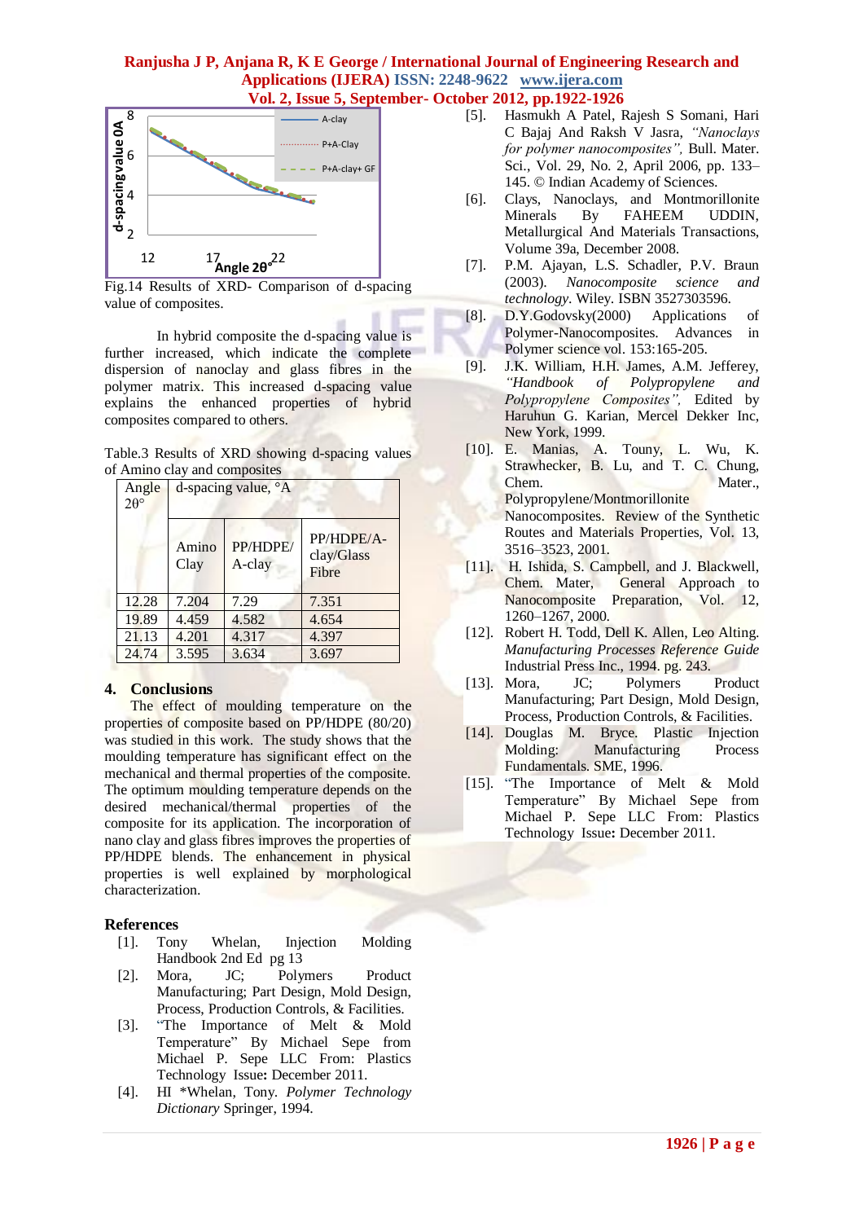d-spacing value 0A
8
6
4
2
12
17
22
Angle 2θ°
A-clay
P+A-Clay
P+A-clay+ GF

Fig.14 Results of XRD- Comparison of d-spacing value of composites.

In hybrid composite the d-spacing value is further increased, which indicate the complete dispersion of nanoclay and glass fibres in the polymer matrix. This increased d-spacing value explains the enhanced properties of hybrid composites compared to others.

Table.3 Results of XRD showing d-spacing values of Amino clay and composites

| Angle 2θ° | d-spacing value, °A | | |
|---|---|---|---|
| | Amino Clay | PP/HDPE/ A-clay | PP/HDPE/A-clay/Glass Fibre |
| 12.28 | 7.204 | 7.29 | 7.351 |
| 19.89 | 4.459 | 4.582 | 4.654 |
| 21.13 | 4.201 | 4.317 | 4.397 |
| 24.74 | 3.595 | 3.634 | 3.697 |

## 4. Conclusions

The effect of moulding temperature on the properties of composite based on PP/HDPE (80/20) was studied in this work. The study shows that the moulding temperature has significant effect on the mechanical and thermal properties of the composite. The optimum moulding temperature depends on the desired mechanical/thermal properties of the composite for its application. The incorporation of nano clay and glass fibres improves the properties of PP/HDPE blends. The enhancement in physical properties is well explained by morphological characterization.

## References

[1]. Tony Whelan, Injection Molding Handbook 2nd Ed pg 13

[2]. Mora, JC; Polymers Product Manufacturing; Part Design, Mold Design, Process, Production Controls, & Facilities.

[3]. "The Importance of Melt & Mold Temperature" By Michael Sepe from Michael P. Sepe LLC From: Plastics Technology Issue**:** December 2011.

[4]. HI *Whelan, Tony. *Polymer Technology Dictionary* Springer, 1994.

[5]. Hasmukh A Patel, Rajesh S Somani, Hari C Bajaj And Raksh V Jasra, *"Nanoclays for polymer nanocomposites"*, Bull. Mater. Sci., Vol. 29, No. 2, April 2006, pp. 133–145. © Indian Academy of Sciences.

[6]. Clays, Nanoclays, and Montmorillonite Minerals By FAHEEM UDDIN, Metallurgical And Materials Transactions, Volume 39a, December 2008.

[7]. P.M. Ajayan, L.S. Schadler, P.V. Braun (2003). *Nanocomposite science and technology*. Wiley. ISBN 3527303596.

[8]. D.Y.Godovsky(2000) Applications of Polymer-Nanocomposites. Advances in Polymer science vol. 153:165-205.

[9]. J.K. William, H.H. James, A.M. Jefferey, *"Handbook of Polypropylene and Polypropylene Composites"*, Edited by Haruhun G. Karian, Mercel Dekker Inc, New York, 1999.

[10]. E. Manias, A. Touny, L. Wu, K. Strawhecker, B. Lu, and T. C. Chung, Chem. Mater., Polypropylene/Montmorillonite Nanocomposites. Review of the Synthetic Routes and Materials Properties, Vol. 13, 3516–3523, 2001.

[11]. H. Ishida, S. Campbell, and J. Blackwell, Chem. Mater, General Approach to Nanocomposite Preparation, Vol. 12, 1260–1267, 2000.

[12]. Robert H. Todd, Dell K. Allen, Leo Alting. *Manufacturing Processes Reference Guide* Industrial Press Inc., 1994. pg. 243.

[13]. Mora, JC; Polymers Product Manufacturing; Part Design, Mold Design, Process, Production Controls, & Facilities.

[14]. Douglas M. Bryce. Plastic Injection Molding: Manufacturing Process Fundamentals. SME, 1996.

[15]. "The Importance of Melt & Mold Temperature" By Michael Sepe from Michael P. Sepe LLC From: Plastics Technology Issue**:** December 2011.